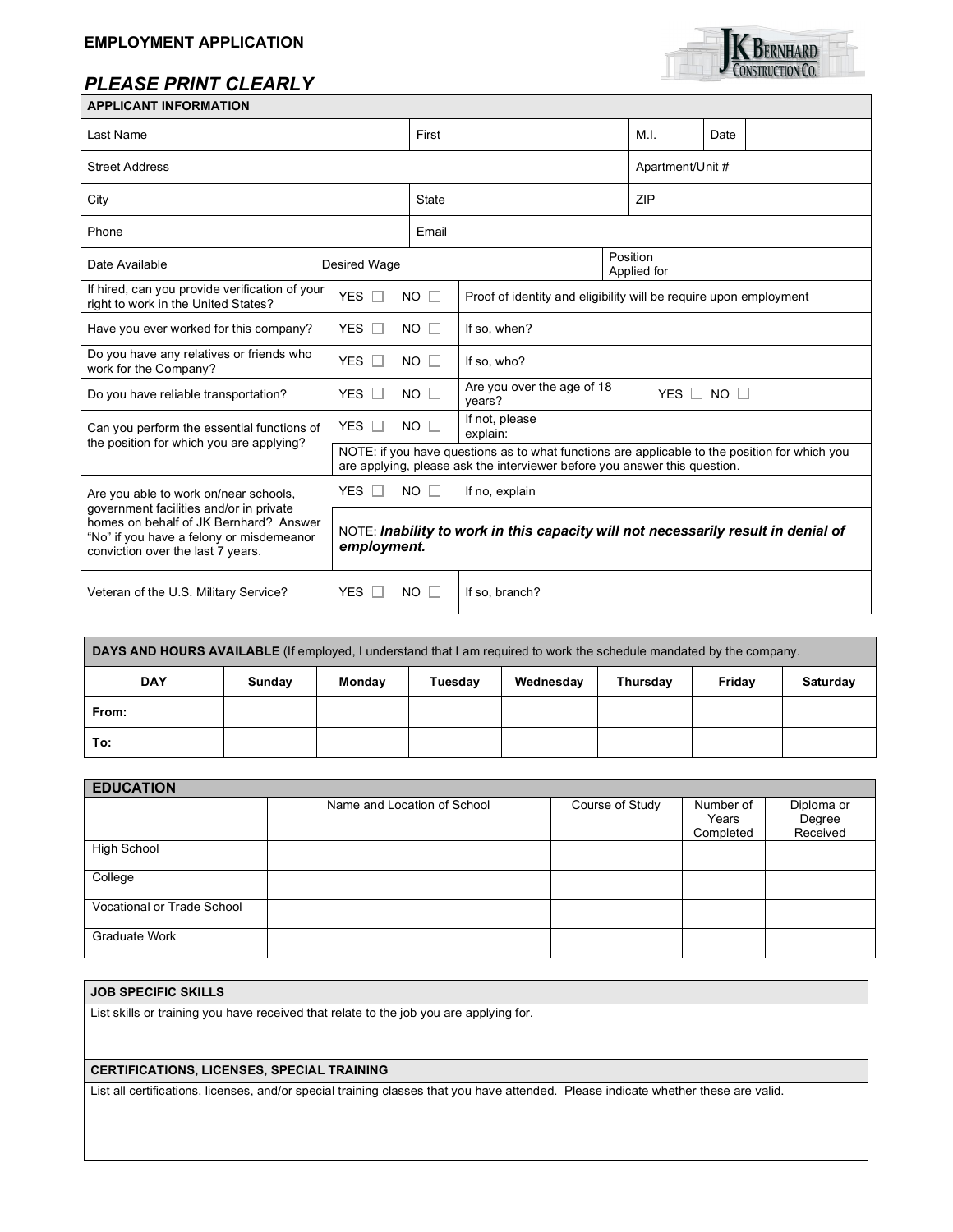**EMPLOYMENT APPLICATION**

***PLEASE PRINT CLEARLY***

| APPLICANT INFORMATION | | | | | |
|---|---|---|---|---|---|
| Last Name | | First | | M.I. | Date |
| Street Address | | | | Apartment/Unit # | |
| City | | State | | ZIP | |
| Phone | | Email | | | |
| Date Available | Desired Wage | | | Position Applied for | |
| If hired, can you provide verification of your right to work in the United States? | YES ☐ NO ☐ | Proof of identity and eligibility will be require upon employment | | | |
| Have you ever worked for this company? | YES ☐ NO ☐ | If so, when? | | | |
| Do you have any relatives or friends who work for the Company? | YES ☐ NO ☐ | If so, who? | | | |
| Do you have reliable transportation? | YES ☐ NO ☐ | Are you over the age of 18 years? | YES ☐ NO ☐ | | |
| Can you perform the essential functions of the position for which you are applying? | YES ☐ NO ☐ | If not, please explain: | | | |
| | NOTE: if you have questions as to what functions are applicable to the position for which you are applying, please ask the interviewer before you answer this question. | | | | |
| Are you able to work on/near schools, government facilities and/or in private homes on behalf of JK Bernhard? Answer "No" if you have a felony or misdemeanor conviction over the last 7 years. | YES ☐ NO ☐ | If no, explain | | | |
| | NOTE: ***Inability to work in this capacity will not necessarily result in denial of employment.*** | | | | |
| Veteran of the U.S. Military Service? | YES ☐ NO ☐ | If so, branch? | | | |

| **DAYS AND HOURS AVAILABLE** (If employed, I understand that I am required to work the schedule mandated by the company. | | | | | | | |
|---|---|---|---|---|---|---|---|
| **DAY** | **Sunday** | **Monday** | **Tuesday** | **Wednesday** | **Thursday** | **Friday** | **Saturday** |
| **From:** | | | | | | | |
| **To:** | | | | | | | |

| **EDUCATION** | Name and Location of School | Course of Study | Number of Years Completed | Diploma or Degree Received |
|---|---|---|---|---|
| High School | | | | |
| College | | | | |
| Vocational or Trade School | | | | |
| Graduate Work | | | | |

**JOB SPECIFIC SKILLS**

List skills or training you have received that relate to the job you are applying for.

**CERTIFICATIONS, LICENSES, SPECIAL TRAINING**

List all certifications, licenses, and/or special training classes that you have attended. Please indicate whether these are valid.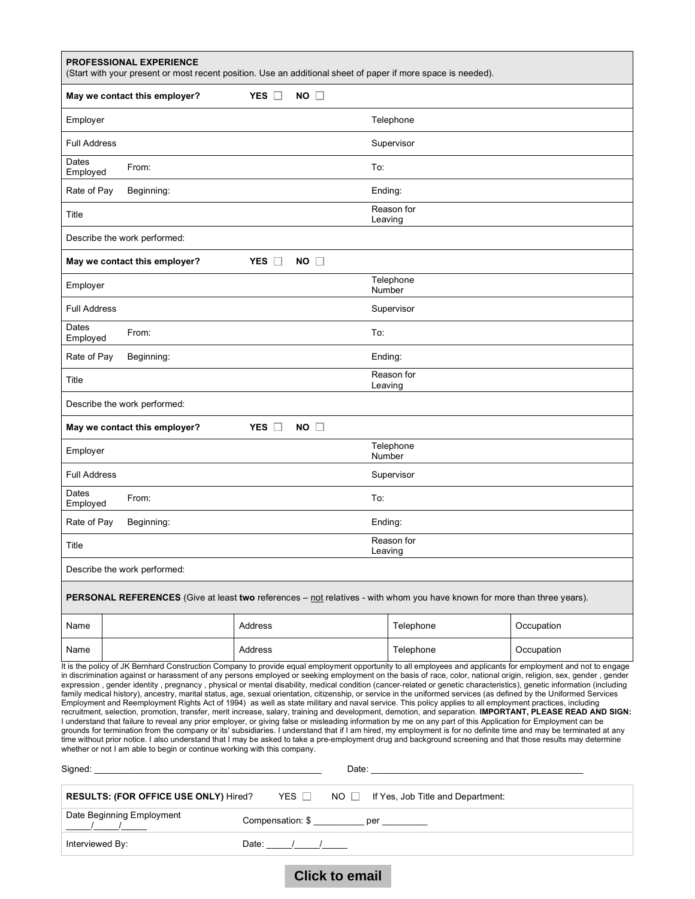**PROFESSIONAL EXPERIENCE**
(Start with your present or most recent position. Use an additional sheet of paper if more space is needed).

| | |
|---|---|
| **May we contact this employer?** **YES** ☐ **NO** ☐ | |
| Employer | Telephone |
| Full Address | Supervisor |
| Dates Employed From: | To: |
| Rate of Pay Beginning: | Ending: |
| Title | Reason for Leaving |
| Describe the work performed: | |
| **May we contact this employer?** **YES** ☐ **NO** ☐ | |
| Employer | Telephone Number |
| Full Address | Supervisor |
| Dates Employed From: | To: |
| Rate of Pay Beginning: | Ending: |
| Title | Reason for Leaving |
| Describe the work performed: | |
| **May we contact this employer?** **YES** ☐ **NO** ☐ | |
| Employer | Telephone Number |
| Full Address | Supervisor |
| Dates Employed From: | To: |
| Rate of Pay Beginning: | Ending: |
| Title | Reason for Leaving |
| Describe the work performed: | |

**PERSONAL REFERENCES** (Give at least **two** references – not relatives - with whom you have known for more than three years).

| | | | | |
|---|---|---|---|---|
| Name | | Address | Telephone | Occupation |
| Name | | Address | Telephone | Occupation |

It is the policy of JK Bernhard Construction Company to provide equal employment opportunity to all employees and applicants for employment and not to engage in discrimination against or harassment of any persons employed or seeking employment on the basis of race, color, national origin, religion, sex, gender , gender expression , gender identity , pregnancy , physical or mental disability, medical condition (cancer-related or genetic characteristics), genetic information (including family medical history), ancestry, marital status, age, sexual orientation, citizenship, or service in the uniformed services (as defined by the Uniformed Services Employment and Reemployment Rights Act of 1994) as well as state military and naval service. This policy applies to all employment practices, including recruitment, selection, promotion, transfer, merit increase, salary, training and development, demotion, and separation. **IMPORTANT, PLEASE READ AND SIGN:** I understand that failure to reveal any prior employer, or giving false or misleading information by me on any part of this Application for Employment can be grounds for termination from the company or its' subsidiaries. I understand that if I am hired, my employment is for no definite time and may be terminated at any time without prior notice. I also understand that I may be asked to take a pre-employment drug and background screening and that those results may determine whether or not I am able to begin or continue working with this company.

Signed: _____________________________________________ Date: __________________________________________

| | | |
|---|---|---|
| **RESULTS: (FOR OFFICE USE ONLY)** Hired? YES ☐ NO ☐ | If Yes, Job Title and Department: | |
| Date Beginning Employment _____/_____/_____ | Compensation: $ __________ per _________ | |
| Interviewed By: | Date: _____/_____/_____ | |

**Click to email**